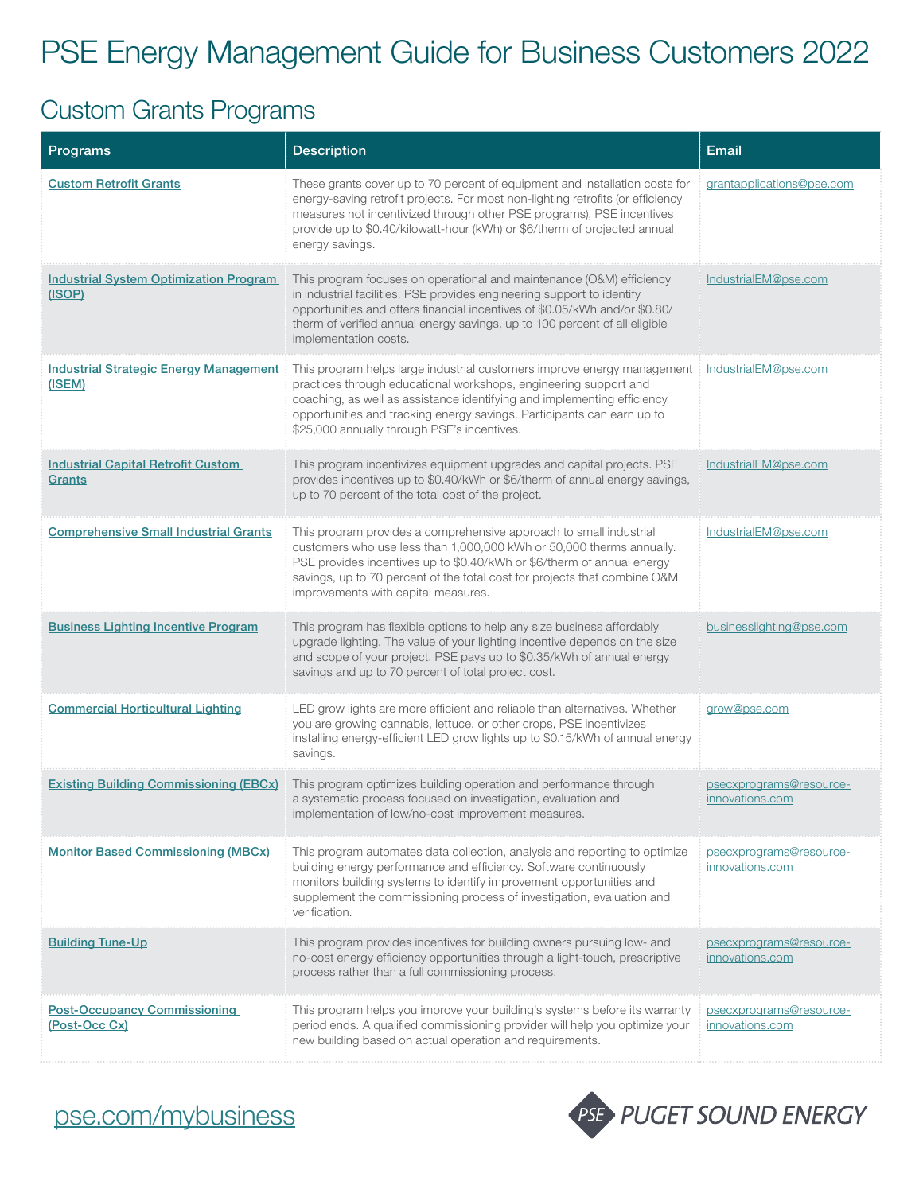# PSE Energy Management Guide for Business Customers 2022

## Custom Grants Programs

| Programs | Description | Email |
|---|---|---|
| Custom Retrofit Grants | These grants cover up to 70 percent of equipment and installation costs for energy-saving retrofit projects. For most non-lighting retrofits (or efficiency measures not incentivized through other PSE programs), PSE incentives provide up to $0.40/kilowatt-hour (kWh) or $6/therm of projected annual energy savings. | grantapplications@pse.com |
| Industrial System Optimization Program (ISOP) | This program focuses on operational and maintenance (O&M) efficiency in industrial facilities. PSE provides engineering support to identify opportunities and offers financial incentives of $0.05/kWh and/or $0.80/therm of verified annual energy savings, up to 100 percent of all eligible implementation costs. | IndustrialEM@pse.com |
| Industrial Strategic Energy Management (ISEM) | This program helps large industrial customers improve energy management practices through educational workshops, engineering support and coaching, as well as assistance identifying and implementing efficiency opportunities and tracking energy savings. Participants can earn up to $25,000 annually through PSE's incentives. | IndustrialEM@pse.com |
| Industrial Capital Retrofit Custom Grants | This program incentivizes equipment upgrades and capital projects. PSE provides incentives up to $0.40/kWh or $6/therm of annual energy savings, up to 70 percent of the total cost of the project. | IndustrialEM@pse.com |
| Comprehensive Small Industrial Grants | This program provides a comprehensive approach to small industrial customers who use less than 1,000,000 kWh or 50,000 therms annually. PSE provides incentives up to $0.40/kWh or $6/therm of annual energy savings, up to 70 percent of the total cost for projects that combine O&M improvements with capital measures. | IndustrialEM@pse.com |
| Business Lighting Incentive Program | This program has flexible options to help any size business affordably upgrade lighting. The value of your lighting incentive depends on the size and scope of your project. PSE pays up to $0.35/kWh of annual energy savings and up to 70 percent of total project cost. | businesslighting@pse.com |
| Commercial Horticultural Lighting | LED grow lights are more efficient and reliable than alternatives. Whether you are growing cannabis, lettuce, or other crops, PSE incentivizes installing energy-efficient LED grow lights up to $0.15/kWh of annual energy savings. | grow@pse.com |
| Existing Building Commissioning (EBCx) | This program optimizes building operation and performance through a systematic process focused on investigation, evaluation and implementation of low/no-cost improvement measures. | psecxprograms@resource-innovations.com |
| Monitor Based Commissioning (MBCx) | This program automates data collection, analysis and reporting to optimize building energy performance and efficiency. Software continuously monitors building systems to identify improvement opportunities and supplement the commissioning process of investigation, evaluation and verification. | psecxprograms@resource-innovations.com |
| Building Tune-Up | This program provides incentives for building owners pursuing low- and no-cost energy efficiency opportunities through a light-touch, prescriptive process rather than a full commissioning process. | psecxprograms@resource-innovations.com |
| Post-Occupancy Commissioning (Post-Occ Cx) | This program helps you improve your building's systems before its warranty period ends. A qualified commissioning provider will help you optimize your new building based on actual operation and requirements. | psecxprograms@resource-innovations.com |

pse.com/mybusiness

PSE PUGET SOUND ENERGY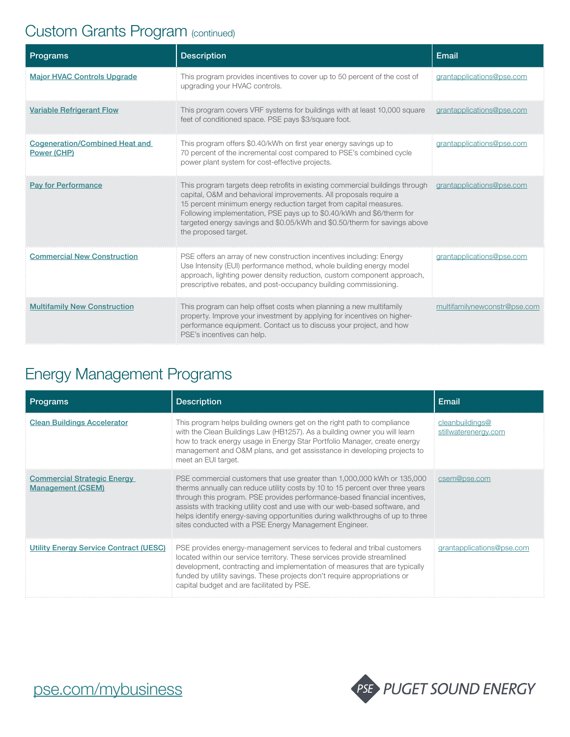## Custom Grants Program (continued)

| Programs | Description | Email |
| --- | --- | --- |
| Major HVAC Controls Upgrade | This program provides incentives to cover up to 50 percent of the cost of upgrading your HVAC controls. | grantapplications@pse.com |
| Variable Refrigerant Flow | This program covers VRF systems for buildings with at least 10,000 square feet of conditioned space. PSE pays $3/square foot. | grantapplications@pse.com |
| Cogeneration/Combined Heat and Power (CHP) | This program offers $0.40/kWh on first year energy savings up to 70 percent of the incremental cost compared to PSE's combined cycle power plant system for cost-effective projects. | grantapplications@pse.com |
| Pay for Performance | This program targets deep retrofits in existing commercial buildings through capital, O&M and behavioral improvements. All proposals require a 15 percent minimum energy reduction target from capital measures. Following implementation, PSE pays up to $0.40/kWh and $6/therm for targeted energy savings and $0.05/kWh and $0.50/therm for savings above the proposed target. | grantapplications@pse.com |
| Commercial New Construction | PSE offers an array of new construction incentives including: Energy Use Intensity (EUI) performance method, whole building energy model approach, lighting power density reduction, custom component approach, prescriptive rebates, and post-occupancy building commissioning. | grantapplications@pse.com |
| Multifamily New Construction | This program can help offset costs when planning a new multifamily property. Improve your investment by applying for incentives on higher-performance equipment. Contact us to discuss your project, and how PSE's incentives can help. | multifamilynewconstr@pse.com |

## Energy Management Programs

| Programs | Description | Email |
| --- | --- | --- |
| Clean Buildings Accelerator | This program helps building owners get on the right path to compliance with the Clean Buildings Law (HB1257). As a building owner you will learn how to track energy usage in Energy Star Portfolio Manager, create energy management and O&M plans, and get assisstance in developing projects to meet an EUI target. | cleanbuildings@stillwaterenergy.com |
| Commercial Strategic Energy Management (CSEM) | PSE commercial customers that use greater than 1,000,000 kWh or 135,000 therms annually can reduce utility costs by 10 to 15 percent over three years through this program. PSE provides performance-based financial incentives, assists with tracking utility cost and use with our web-based software, and helps identify energy-saving opportunities during walkthroughs of up to three sites conducted with a PSE Energy Management Engineer. | csem@pse.com |
| Utility Energy Service Contract (UESC) | PSE provides energy-management services to federal and tribal customers located within our service territory. These services provide streamlined development, contracting and implementation of measures that are typically funded by utility savings. These projects don't require appropriations or capital budget and are facilitated by PSE. | grantapplications@pse.com |

pse.com/mybusiness

PSE PUGET SOUND ENERGY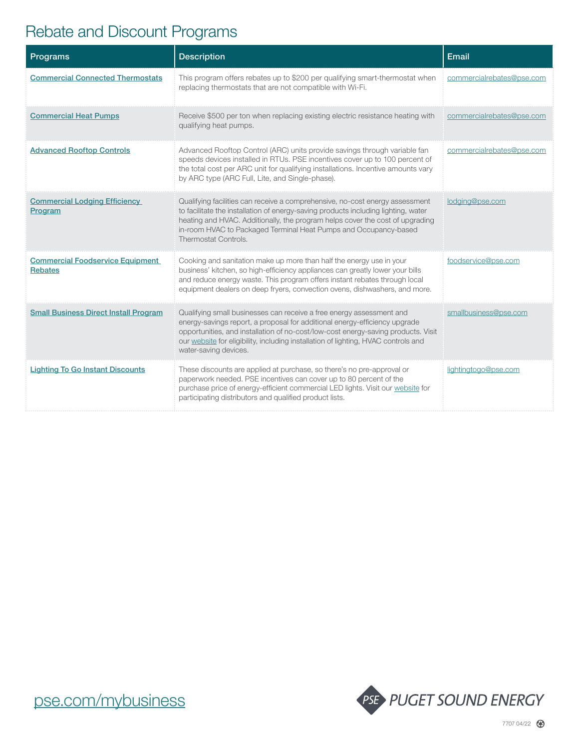# Rebate and Discount Programs

| Programs | Description | Email |
|---|---|---|
| **Commercial Connected Thermostats** | This program offers rebates up to $200 per qualifying smart-thermostat when replacing thermostats that are not compatible with Wi-Fi. | commercialrebates@pse.com |
| **Commercial Heat Pumps** | Receive $500 per ton when replacing existing electric resistance heating with qualifying heat pumps. | commercialrebates@pse.com |
| **Advanced Rooftop Controls** | Advanced Rooftop Control (ARC) units provide savings through variable fan speeds devices installed in RTUs. PSE incentives cover up to 100 percent of the total cost per ARC unit for qualifying installations. Incentive amounts vary by ARC type (ARC Full, Lite, and Single-phase). | commercialrebates@pse.com |
| **Commercial Lodging Efficiency Program** | Qualifying facilities can receive a comprehensive, no-cost energy assessment to facilitate the installation of energy-saving products including lighting, water heating and HVAC. Additionally, the program helps cover the cost of upgrading in-room HVAC to Packaged Terminal Heat Pumps and Occupancy-based Thermostat Controls. | lodging@pse.com |
| **Commercial Foodservice Equipment Rebates** | Cooking and sanitation make up more than half the energy use in your business' kitchen, so high-efficiency appliances can greatly lower your bills and reduce energy waste. This program offers instant rebates through local equipment dealers on deep fryers, convection ovens, dishwashers, and more. | foodservice@pse.com |
| **Small Business Direct Install Program** | Qualifying small businesses can receive a free energy assessment and energy-savings report, a proposal for additional energy-efficiency upgrade opportunities, and installation of no-cost/low-cost energy-saving products. Visit our website for eligibility, including installation of lighting, HVAC controls and water-saving devices. | smallbusiness@pse.com |
| **Lighting To Go Instant Discounts** | These discounts are applied at purchase, so there's no pre-approval or paperwork needed. PSE incentives can cover up to 80 percent of the purchase price of energy-efficient commercial LED lights. Visit our website for participating distributors and qualified product lists. | lightingtogo@pse.com |

pse.com/mybusiness

PSE PUGET SOUND ENERGY

7707 04/22